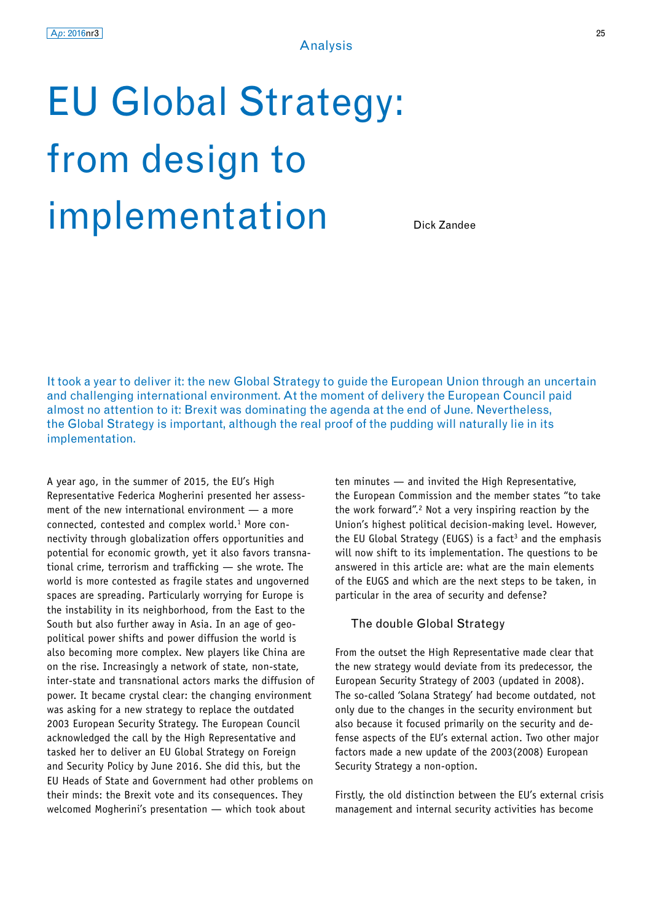Analysis

# EU Global Strategy: from design to implementation

Dick Zandee

It took a year to deliver it: the new Global Strategy to guide the European Union through an uncertain and challenging international environment. At the moment of delivery the European Council paid almost no attention to it: Brexit was dominating the agenda at the end of June. Nevertheless, the Global Strategy is important, although the real proof of the pudding will naturally lie in its implementation.

A year ago, in the summer of 2015, the EU's High Representative Federica Mogherini presented her assessment of the new international environment — a more connected, contested and complex world.[1] More connectivity through globalization offers opportunities and potential for economic growth, yet it also favors transnational crime, terrorism and trafficking — she wrote. The world is more contested as fragile states and ungoverned spaces are spreading. Particularly worrying for Europe is the instability in its neighborhood, from the East to the South but also further away in Asia. In an age of geopolitical power shifts and power diffusion the world is also becoming more complex. New players like China are on the rise. Increasingly a network of state, non-state, inter-state and transnational actors marks the diffusion of power. It became crystal clear: the changing environment was asking for a new strategy to replace the outdated 2003 European Security Strategy. The European Council acknowledged the call by the High Representative and tasked her to deliver an EU Global Strategy on Foreign and Security Policy by June 2016. She did this, but the EU Heads of State and Government had other problems on their minds: the Brexit vote and its consequences. They welcomed Mogherini's presentation — which took about ten minutes — and invited the High Representative, the European Commission and the member states "to take the work forward".[2] Not a very inspiring reaction by the Union's highest political decision-making level. However, the EU Global Strategy (EUGS) is a fact[3] and the emphasis will now shift to its implementation. The questions to be answered in this article are: what are the main elements of the EUGS and which are the next steps to be taken, in particular in the area of security and defense?

## The double Global Strategy

From the outset the High Representative made clear that the new strategy would deviate from its predecessor, the European Security Strategy of 2003 (updated in 2008). The so-called 'Solana Strategy' had become outdated, not only due to the changes in the security environment but also because it focused primarily on the security and defense aspects of the EU's external action. Two other major factors made a new update of the 2003(2008) European Security Strategy a non-option.

Firstly, the old distinction between the EU's external crisis management and internal security activities has become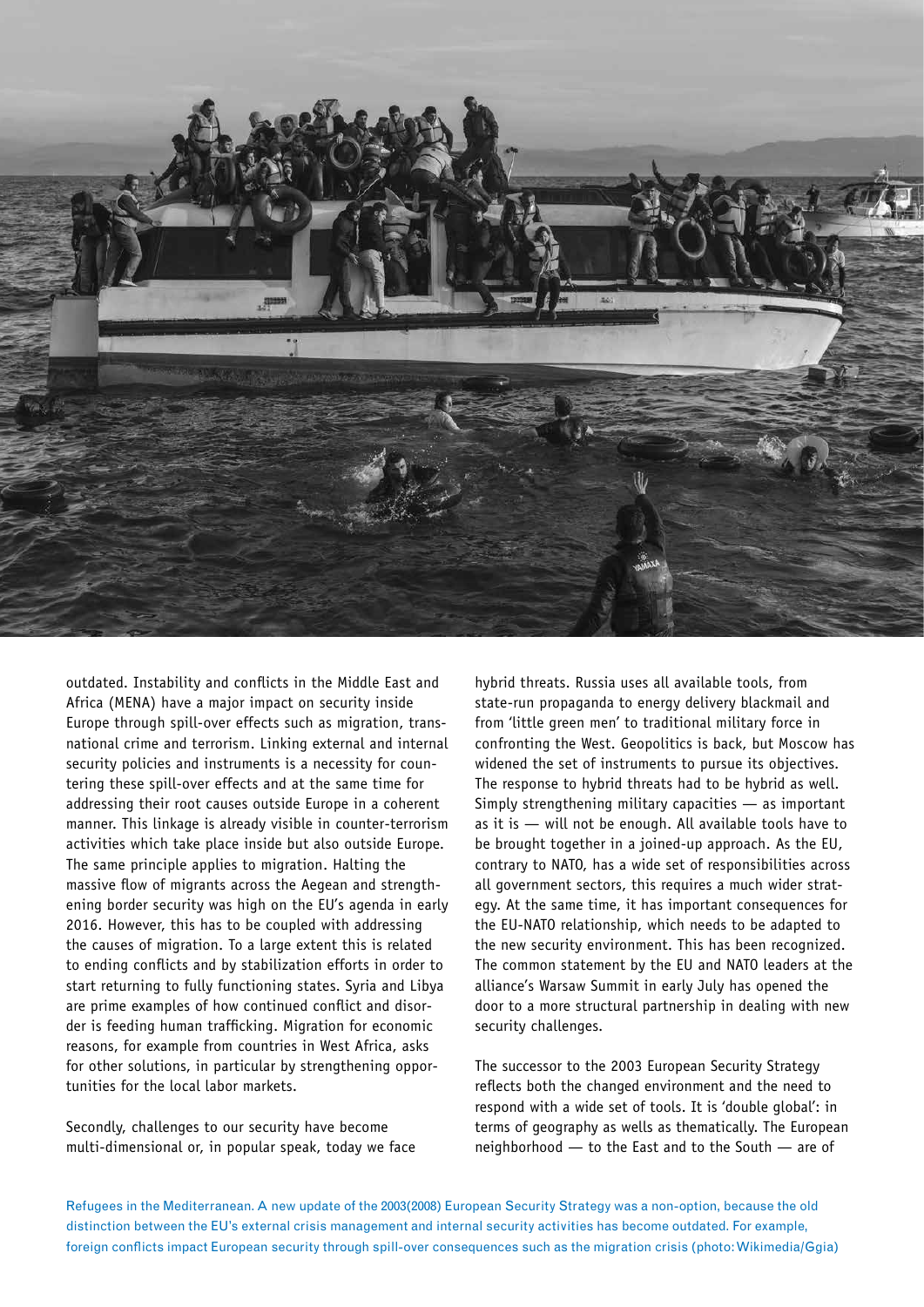outdated. Instability and conflicts in the Middle East and Africa (MENA) have a major impact on security inside Europe through spill-over effects such as migration, transnational crime and terrorism. Linking external and internal security policies and instruments is a necessity for countering these spill-over effects and at the same time for addressing their root causes outside Europe in a coherent manner. This linkage is already visible in counter-terrorism activities which take place inside but also outside Europe. The same principle applies to migration. Halting the massive flow of migrants across the Aegean and strengthening border security was high on the EU's agenda in early 2016. However, this has to be coupled with addressing the causes of migration. To a large extent this is related to ending conflicts and by stabilization efforts in order to start returning to fully functioning states. Syria and Libya are prime examples of how continued conflict and disorder is feeding human trafficking. Migration for economic reasons, for example from countries in West Africa, asks for other solutions, in particular by strengthening opportunities for the local labor markets.

Secondly, challenges to our security have become multi-dimensional or, in popular speak, today we face hybrid threats. Russia uses all available tools, from state-run propaganda to energy delivery blackmail and from 'little green men' to traditional military force in confronting the West. Geopolitics is back, but Moscow has widened the set of instruments to pursue its objectives. The response to hybrid threats had to be hybrid as well. Simply strengthening military capacities — as important as it is — will not be enough. All available tools have to be brought together in a joined-up approach. As the EU, contrary to NATO, has a wide set of responsibilities across all government sectors, this requires a much wider strategy. At the same time, it has important consequences for the EU-NATO relationship, which needs to be adapted to the new security environment. This has been recognized. The common statement by the EU and NATO leaders at the alliance's Warsaw Summit in early July has opened the door to a more structural partnership in dealing with new security challenges.

The successor to the 2003 European Security Strategy reflects both the changed environment and the need to respond with a wide set of tools. It is 'double global': in terms of geography as wells as thematically. The European neighborhood — to the East and to the South — are of

Refugees in the Mediterranean. A new update of the 2003(2008) European Security Strategy was a non-option, because the old distinction between the EU's external crisis management and internal security activities has become outdated. For example, foreign conflicts impact European security through spill-over consequences such as the migration crisis (photo: Wikimedia/Ggia)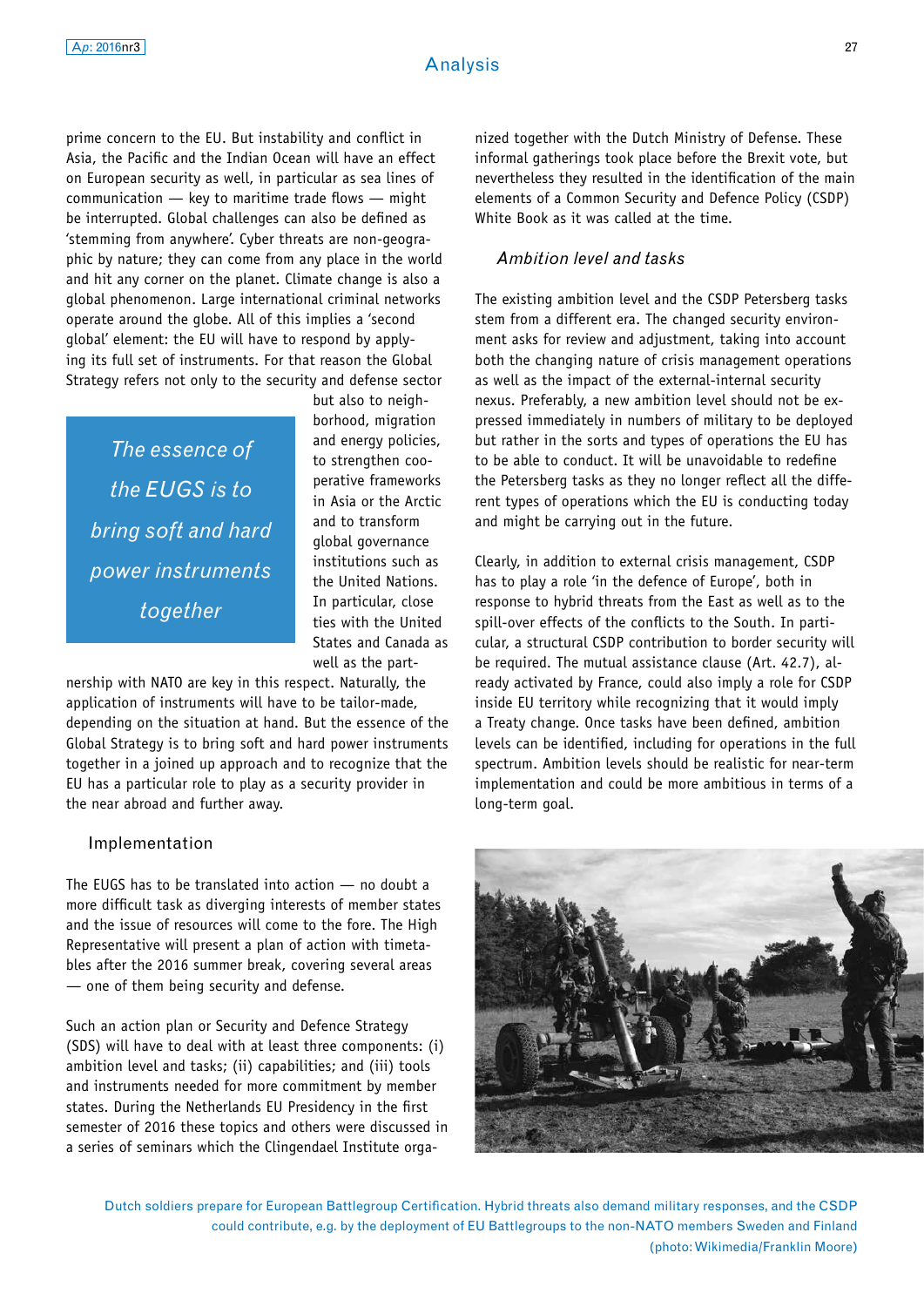prime concern to the EU. But instability and conflict in Asia, the Pacific and the Indian Ocean will have an effect on European security as well, in particular as sea lines of communication — key to maritime trade flows — might be interrupted. Global challenges can also be defined as 'stemming from anywhere'. Cyber threats are non-geographic by nature; they can come from any place in the world and hit any corner on the planet. Climate change is also a global phenomenon. Large international criminal networks operate around the globe. All of this implies a 'second global' element: the EU will have to respond by applying its full set of instruments. For that reason the Global Strategy refers not only to the security and defense sector but also to neighborhood, migration and energy policies, to strengthen cooperative frameworks in Asia or the Arctic and to transform global governance institutions such as the United Nations. In particular, close ties with the United States and Canada as well as the partnership with NATO are key in this respect. Naturally, the application of instruments will have to be tailor-made, depending on the situation at hand. But the essence of the Global Strategy is to bring soft and hard power instruments together in a joined up approach and to recognize that the EU has a particular role to play as a security provider in the near abroad and further away.

> *The essence of the EUGS is to bring soft and hard power instruments together*

## Implementation

The EUGS has to be translated into action — no doubt a more difficult task as diverging interests of member states and the issue of resources will come to the fore. The High Representative will present a plan of action with timetables after the 2016 summer break, covering several areas — one of them being security and defense.

Such an action plan or Security and Defence Strategy (SDS) will have to deal with at least three components: (i) ambition level and tasks; (ii) capabilities; and (iii) tools and instruments needed for more commitment by member states. During the Netherlands EU Presidency in the first semester of 2016 these topics and others were discussed in a series of seminars which the Clingendael Institute organized together with the Dutch Ministry of Defense. These informal gatherings took place before the Brexit vote, but nevertheless they resulted in the identification of the main elements of a Common Security and Defence Policy (CSDP) White Book as it was called at the time.

### *Ambition level and tasks*

The existing ambition level and the CSDP Petersberg tasks stem from a different era. The changed security environment asks for review and adjustment, taking into account both the changing nature of crisis management operations as well as the impact of the external-internal security nexus. Preferably, a new ambition level should not be expressed immediately in numbers of military to be deployed but rather in the sorts and types of operations the EU has to be able to conduct. It will be unavoidable to redefine the Petersberg tasks as they no longer reflect all the different types of operations which the EU is conducting today and might be carrying out in the future.

Clearly, in addition to external crisis management, CSDP has to play a role 'in the defence of Europe', both in response to hybrid threats from the East as well as to the spill-over effects of the conflicts to the South. In particular, a structural CSDP contribution to border security will be required. The mutual assistance clause (Art. 42.7), already activated by France, could also imply a role for CSDP inside EU territory while recognizing that it would imply a Treaty change. Once tasks have been defined, ambition levels can be identified, including for operations in the full spectrum. Ambition levels should be realistic for near-term implementation and could be more ambitious in terms of a long-term goal.

Dutch soldiers prepare for European Battlegroup Certification. Hybrid threats also demand military responses, and the CSDP could contribute, e.g. by the deployment of EU Battlegroups to the non-NATO members Sweden and Finland (photo: Wikimedia/Franklin Moore)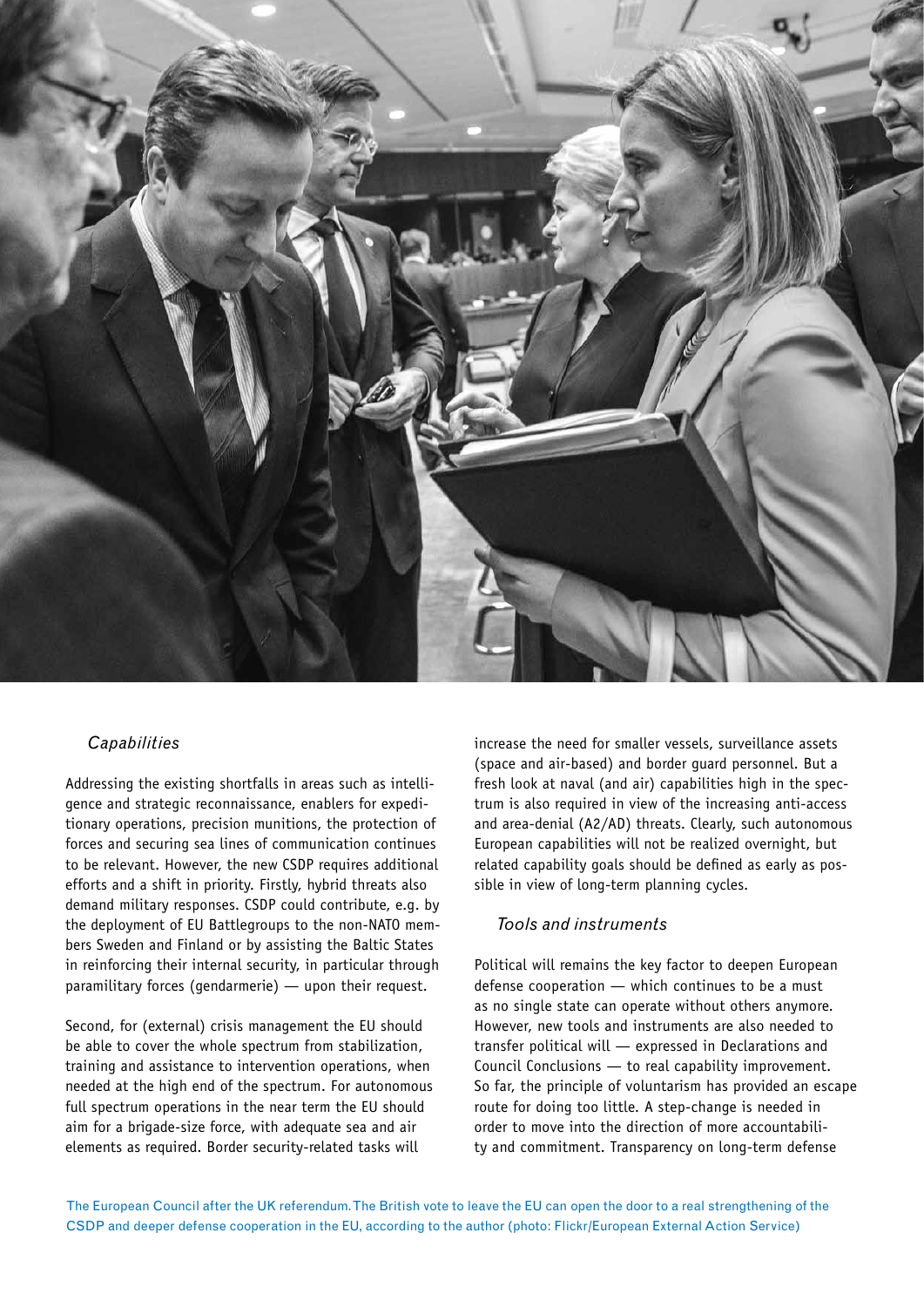### *Capabilities*

Addressing the existing shortfalls in areas such as intelligence and strategic reconnaissance, enablers for expeditionary operations, precision munitions, the protection of forces and securing sea lines of communication continues to be relevant. However, the new CSDP requires additional efforts and a shift in priority. Firstly, hybrid threats also demand military responses. CSDP could contribute, e.g. by the deployment of EU Battlegroups to the non-NATO members Sweden and Finland or by assisting the Baltic States in reinforcing their internal security, in particular through paramilitary forces (gendarmerie) — upon their request.

Second, for (external) crisis management the EU should be able to cover the whole spectrum from stabilization, training and assistance to intervention operations, when needed at the high end of the spectrum. For autonomous full spectrum operations in the near term the EU should aim for a brigade-size force, with adequate sea and air elements as required. Border security-related tasks will increase the need for smaller vessels, surveillance assets (space and air-based) and border guard personnel. But a fresh look at naval (and air) capabilities high in the spectrum is also required in view of the increasing anti-access and area-denial (A2/AD) threats. Clearly, such autonomous European capabilities will not be realized overnight, but related capability goals should be defined as early as possible in view of long-term planning cycles.

### *Tools and instruments*

Political will remains the key factor to deepen European defense cooperation — which continues to be a must as no single state can operate without others anymore. However, new tools and instruments are also needed to transfer political will — expressed in Declarations and Council Conclusions — to real capability improvement. So far, the principle of voluntarism has provided an escape route for doing too little. A step-change is needed in order to move into the direction of more accountability and commitment. Transparency on long-term defense

The European Council after the UK referendum. The British vote to leave the EU can open the door to a real strengthening of the CSDP and deeper defense cooperation in the EU, according to the author (photo: Flickr/European External Action Service)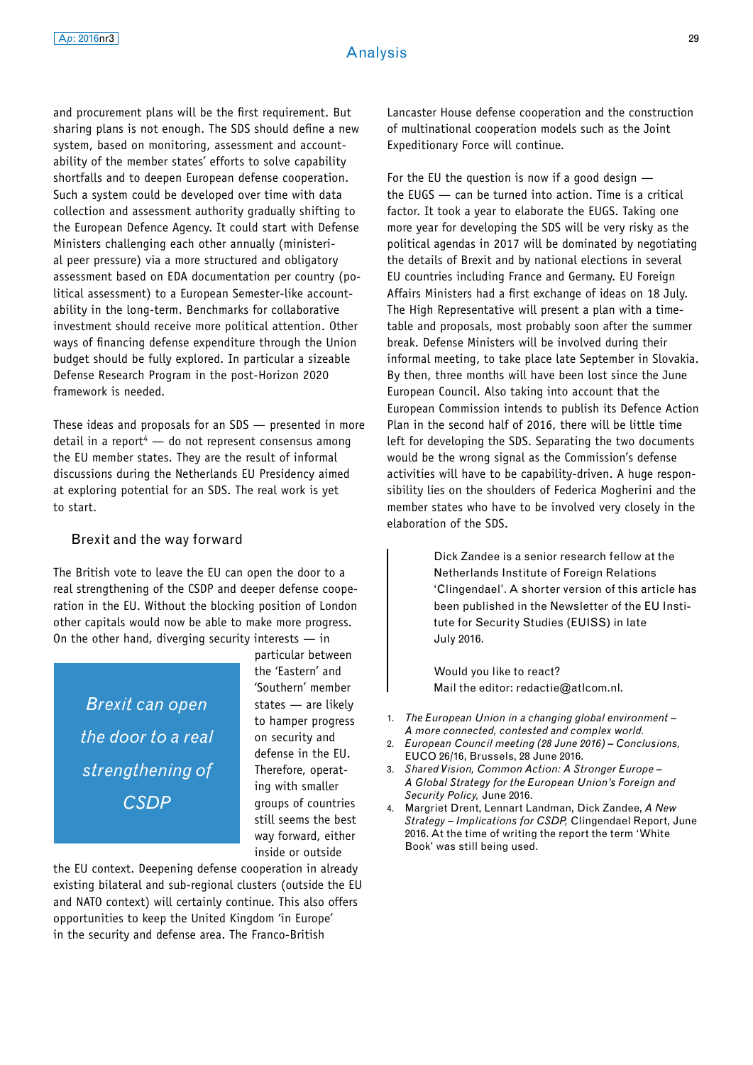and procurement plans will be the first requirement. But sharing plans is not enough. The SDS should define a new system, based on monitoring, assessment and accountability of the member states' efforts to solve capability shortfalls and to deepen European defense cooperation. Such a system could be developed over time with data collection and assessment authority gradually shifting to the European Defence Agency. It could start with Defense Ministers challenging each other annually (ministerial peer pressure) via a more structured and obligatory assessment based on EDA documentation per country (political assessment) to a European Semester-like accountability in the long-term. Benchmarks for collaborative investment should receive more political attention. Other ways of financing defense expenditure through the Union budget should be fully explored. In particular a sizeable Defense Research Program in the post-Horizon 2020 framework is needed.

These ideas and proposals for an SDS — presented in more detail in a report[4] — do not represent consensus among the EU member states. They are the result of informal discussions during the Netherlands EU Presidency aimed at exploring potential for an SDS. The real work is yet to start.

## Brexit and the way forward

The British vote to leave the EU can open the door to a real strengthening of the CSDP and deeper defense cooperation in the EU. Without the blocking position of London other capitals would now be able to make more progress. On the other hand, diverging security interests — in particular between the 'Eastern' and 'Southern' member states — are likely to hamper progress on security and defense in the EU. Therefore, operating with smaller groups of countries still seems the best way forward, either inside or outside the EU context. Deepening defense cooperation in already existing bilateral and sub-regional clusters (outside the EU and NATO context) will certainly continue. This also offers opportunities to keep the United Kingdom 'in Europe' in the security and defense area. The Franco-British Lancaster House defense cooperation and the construction of multinational cooperation models such as the Joint Expeditionary Force will continue.

> *Brexit can open the door to a real strengthening of CSDP*

For the EU the question is now if a good design — the EUGS — can be turned into action. Time is a critical factor. It took a year to elaborate the EUGS. Taking one more year for developing the SDS will be very risky as the political agendas in 2017 will be dominated by negotiating the details of Brexit and by national elections in several EU countries including France and Germany. EU Foreign Affairs Ministers had a first exchange of ideas on 18 July. The High Representative will present a plan with a timetable and proposals, most probably soon after the summer break. Defense Ministers will be involved during their informal meeting, to take place late September in Slovakia. By then, three months will have been lost since the June European Council. Also taking into account that the European Commission intends to publish its Defence Action Plan in the second half of 2016, there will be little time left for developing the SDS. Separating the two documents would be the wrong signal as the Commission's defense activities will have to be capability-driven. A huge responsibility lies on the shoulders of Federica Mogherini and the member states who have to be involved very closely in the elaboration of the SDS.

Dick Zandee is a senior research fellow at the Netherlands Institute of Foreign Relations 'Clingendael'. A shorter version of this article has been published in the Newsletter of the EU Institute for Security Studies (EUISS) in late July 2016.

Would you like to react?
Mail the editor: redactie@atlcom.nl.

1. *The European Union in a changing global environment – A more connected, contested and complex world.*
2. *European Council meeting (28 June 2016) – Conclusions,* EUCO 26/16, Brussels, 28 June 2016.
3. *Shared Vision, Common Action: A Stronger Europe – A Global Strategy for the European Union's Foreign and Security Policy,* June 2016.
4. Margriet Drent, Lennart Landman, Dick Zandee, *A New Strategy – Implications for CSDP,* Clingendael Report, June 2016. At the time of writing the report the term 'White Book' was still being used.